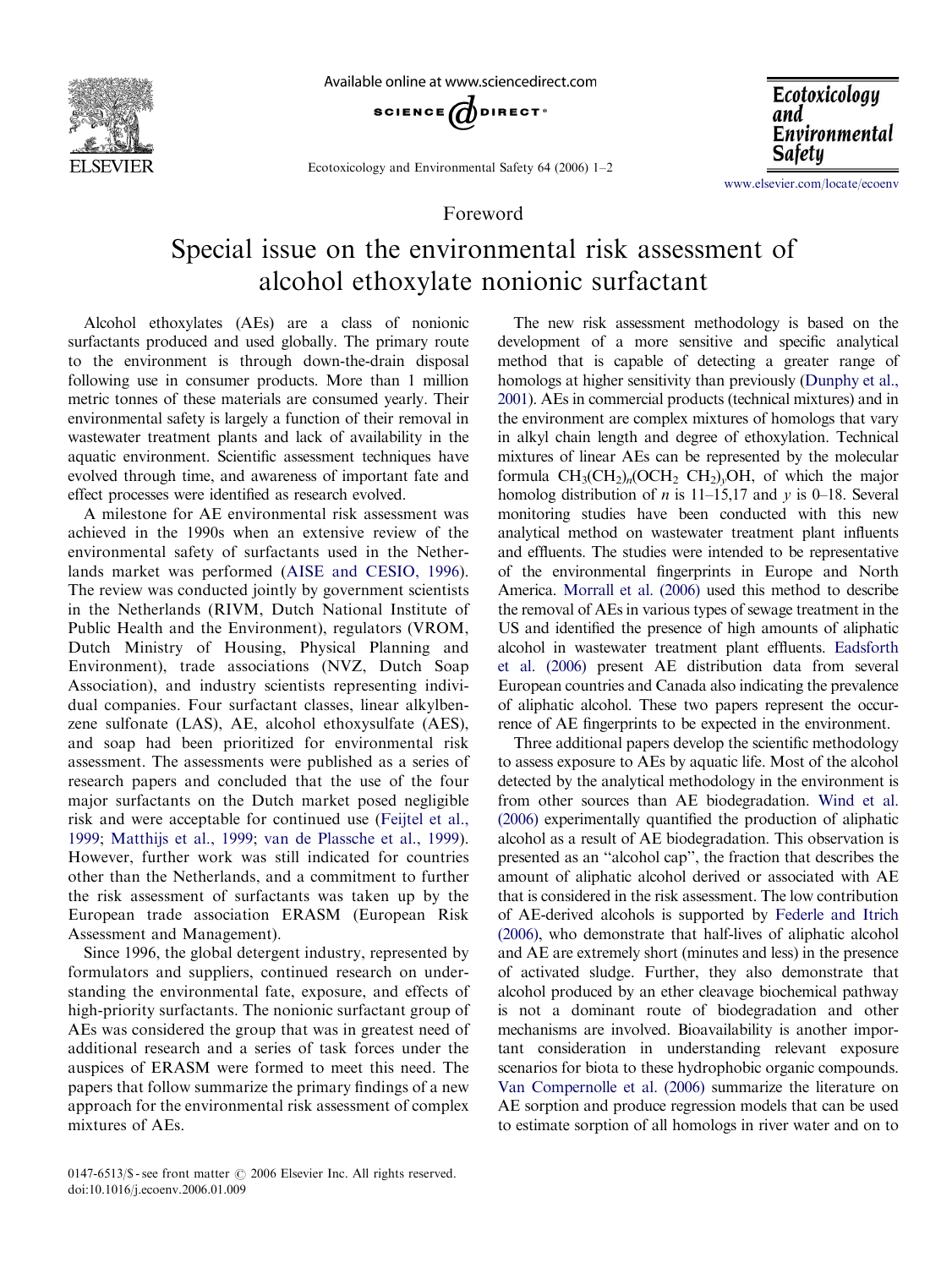Foreword

# Special issue on the environmental risk assessment of alcohol ethoxylate nonionic surfactant

Alcohol ethoxylates (AEs) are a class of nonionic surfactants produced and used globally. The primary route to the environment is through down-the-drain disposal following use in consumer products. More than 1 million metric tonnes of these materials are consumed yearly. Their environmental safety is largely a function of their removal in wastewater treatment plants and lack of availability in the aquatic environment. Scientific assessment techniques have evolved through time, and awareness of important fate and effect processes were identified as research evolved.

A milestone for AE environmental risk assessment was achieved in the 1990s when an extensive review of the environmental safety of surfactants used in the Netherlands market was performed (AISE and CESIO, 1996). The review was conducted jointly by government scientists in the Netherlands (RIVM, Dutch National Institute of Public Health and the Environment), regulators (VROM, Dutch Ministry of Housing, Physical Planning and Environment), trade associations (NVZ, Dutch Soap Association), and industry scientists representing individual companies. Four surfactant classes, linear alkylbenzene sulfonate (LAS), AE, alcohol ethoxysulfate (AES), and soap had been prioritized for environmental risk assessment. The assessments were published as a series of research papers and concluded that the use of the four major surfactants on the Dutch market posed negligible risk and were acceptable for continued use (Feijtel et al., 1999; Matthijs et al., 1999; van de Plassche et al., 1999). However, further work was still indicated for countries other than the Netherlands, and a commitment to further the risk assessment of surfactants was taken up by the European trade association ERASM (European Risk Assessment and Management).

Since 1996, the global detergent industry, represented by formulators and suppliers, continued research on understanding the environmental fate, exposure, and effects of high-priority surfactants. The nonionic surfactant group of AEs was considered the group that was in greatest need of additional research and a series of task forces under the auspices of ERASM were formed to meet this need. The papers that follow summarize the primary findings of a new approach for the environmental risk assessment of complex mixtures of AEs.

The new risk assessment methodology is based on the development of a more sensitive and specific analytical method that is capable of detecting a greater range of homologs at higher sensitivity than previously (Dunphy et al., 2001). AEs in commercial products (technical mixtures) and in the environment are complex mixtures of homologs that vary in alkyl chain length and degree of ethoxylation. Technical mixtures of linear AEs can be represented by the molecular formula $CH_3(CH_2)_n(OCH_2\ CH_2)_yOH$, of which the major homolog distribution of $n$ is 11–15,17 and $y$ is 0–18. Several monitoring studies have been conducted with this new analytical method on wastewater treatment plant influents and effluents. The studies were intended to be representative of the environmental fingerprints in Europe and North America. Morrall et al. (2006) used this method to describe the removal of AEs in various types of sewage treatment in the US and identified the presence of high amounts of aliphatic alcohol in wastewater treatment plant effluents. Eadsforth et al. (2006) present AE distribution data from several European countries and Canada also indicating the prevalence of aliphatic alcohol. These two papers represent the occurrence of AE fingerprints to be expected in the environment.

Three additional papers develop the scientific methodology to assess exposure to AEs by aquatic life. Most of the alcohol detected by the analytical methodology in the environment is from other sources than AE biodegradation. Wind et al. (2006) experimentally quantified the production of aliphatic alcohol as a result of AE biodegradation. This observation is presented as an "alcohol cap", the fraction that describes the amount of aliphatic alcohol derived or associated with AE that is considered in the risk assessment. The low contribution of AE-derived alcohols is supported by Federle and Itrich (2006), who demonstrate that half-lives of aliphatic alcohol and AE are extremely short (minutes and less) in the presence of activated sludge. Further, they also demonstrate that alcohol produced by an ether cleavage biochemical pathway is not a dominant route of biodegradation and other mechanisms are involved. Bioavailability is another important consideration in understanding relevant exposure scenarios for biota to these hydrophobic organic compounds. Van Compernolle et al. (2006) summarize the literature on AE sorption and produce regression models that can be used to estimate sorption of all homologs in river water and on to

0147-6513/$ - see front matter © 2006 Elsevier Inc. All rights reserved.
doi:10.1016/j.ecoenv.2006.01.009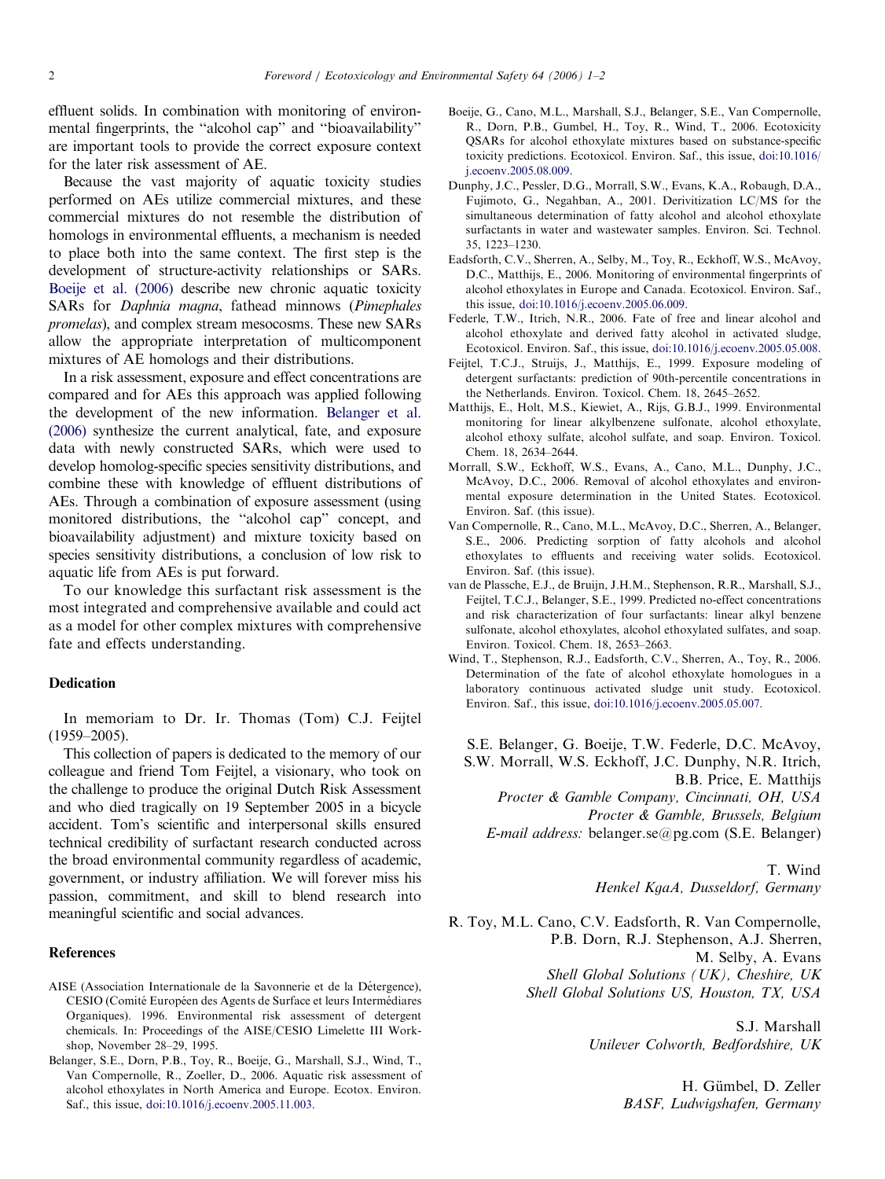effluent solids. In combination with monitoring of environmental fingerprints, the "alcohol cap" and "bioavailability" are important tools to provide the correct exposure context for the later risk assessment of AE.

Because the vast majority of aquatic toxicity studies performed on AEs utilize commercial mixtures, and these commercial mixtures do not resemble the distribution of homologs in environmental effluents, a mechanism is needed to place both into the same context. The first step is the development of structure-activity relationships or SARs. Boeije et al. (2006) describe new chronic aquatic toxicity SARs for *Daphnia magna*, fathead minnows (*Pimephales promelas*), and complex stream mesocosms. These new SARs allow the appropriate interpretation of multicomponent mixtures of AE homologs and their distributions.

In a risk assessment, exposure and effect concentrations are compared and for AEs this approach was applied following the development of the new information. Belanger et al. (2006) synthesize the current analytical, fate, and exposure data with newly constructed SARs, which were used to develop homolog-specific species sensitivity distributions, and combine these with knowledge of effluent distributions of AEs. Through a combination of exposure assessment (using monitored distributions, the "alcohol cap" concept, and bioavailability adjustment) and mixture toxicity based on species sensitivity distributions, a conclusion of low risk to aquatic life from AEs is put forward.

To our knowledge this surfactant risk assessment is the most integrated and comprehensive available and could act as a model for other complex mixtures with comprehensive fate and effects understanding.

## Dedication

In memoriam to Dr. Ir. Thomas (Tom) C.J. Feijtel (1959–2005).

This collection of papers is dedicated to the memory of our colleague and friend Tom Feijtel, a visionary, who took on the challenge to produce the original Dutch Risk Assessment and who died tragically on 19 September 2005 in a bicycle accident. Tom's scientific and interpersonal skills ensured technical credibility of surfactant research conducted across the broad environmental community regardless of academic, government, or industry affiliation. We will forever miss his passion, commitment, and skill to blend research into meaningful scientific and social advances.

## References

AISE (Association Internationale de la Savonnerie et de la Détergence), CESIO (Comité Européen des Agents de Surface et leurs Intermédiares Organiques). 1996. Environmental risk assessment of detergent chemicals. In: Proceedings of the AISE/CESIO Limelette III Workshop, November 28–29, 1995.

Belanger, S.E., Dorn, P.B., Toy, R., Boeije, G., Marshall, S.J., Wind, T., Van Compernolle, R., Zoeller, D., 2006. Aquatic risk assessment of alcohol ethoxylates in North America and Europe. Ecotox. Environ. Saf., this issue, doi:10.1016/j.ecoenv.2005.11.003.

Boeije, G., Cano, M.L., Marshall, S.J., Belanger, S.E., Van Compernolle, R., Dorn, P.B., Gumbel, H., Toy, R., Wind, T., 2006. Ecotoxicity QSARs for alcohol ethoxylate mixtures based on substance-specific toxicity predictions. Ecotoxicol. Environ. Saf., this issue, doi:10.1016/j.ecoenv.2005.08.009.

Dunphy, J.C., Pessler, D.G., Morrall, S.W., Evans, K.A., Robaugh, D.A., Fujimoto, G., Negahban, A., 2001. Derivitization LC/MS for the simultaneous determination of fatty alcohol and alcohol ethoxylate surfactants in water and wastewater samples. Environ. Sci. Technol. 35, 1223–1230.

Eadsforth, C.V., Sherren, A., Selby, M., Toy, R., Eckhoff, W.S., McAvoy, D.C., Matthijs, E., 2006. Monitoring of environmental fingerprints of alcohol ethoxylates in Europe and Canada. Ecotoxicol. Environ. Saf., this issue, doi:10.1016/j.ecoenv.2005.06.009.

Federle, T.W., Itrich, N.R., 2006. Fate of free and linear alcohol and alcohol ethoxylate and derived fatty alcohol in activated sludge, Ecotoxicol. Environ. Saf., this issue, doi:10.1016/j.ecoenv.2005.05.008.

Feijtel, T.C.J., Struijs, J., Matthijs, E., 1999. Exposure modeling of detergent surfactants: prediction of 90th-percentile concentrations in the Netherlands. Environ. Toxicol. Chem. 18, 2645–2652.

Matthijs, E., Holt, M.S., Kiewiet, A., Rijs, G.B.J., 1999. Environmental monitoring for linear alkylbenzene sulfonate, alcohol ethoxylate, alcohol ethoxy sulfate, alcohol sulfate, and soap. Environ. Toxicol. Chem. 18, 2634–2644.

Morrall, S.W., Eckhoff, W.S., Evans, A., Cano, M.L., Dunphy, J.C., McAvoy, D.C., 2006. Removal of alcohol ethoxylates and environmental exposure determination in the United States. Ecotoxicol. Environ. Saf. (this issue).

Van Compernolle, R., Cano, M.L., McAvoy, D.C., Sherren, A., Belanger, S.E., 2006. Predicting sorption of fatty alcohols and alcohol ethoxylates to effluents and receiving water solids. Ecotoxicol. Environ. Saf. (this issue).

van de Plassche, E.J., de Bruijn, J.H.M., Stephenson, R.R., Marshall, S.J., Feijtel, T.C.J., Belanger, S.E., 1999. Predicted no-effect concentrations and risk characterization of four surfactants: linear alkyl benzene sulfonate, alcohol ethoxylates, alcohol ethoxylated sulfates, and soap. Environ. Toxicol. Chem. 18, 2653–2663.

Wind, T., Stephenson, R.J., Eadsforth, C.V., Sherren, A., Toy, R., 2006. Determination of the fate of alcohol ethoxylate homologues in a laboratory continuous activated sludge unit study. Ecotoxicol. Environ. Saf., this issue, doi:10.1016/j.ecoenv.2005.05.007.

S.E. Belanger, G. Boeije, T.W. Federle, D.C. McAvoy, S.W. Morrall, W.S. Eckhoff, J.C. Dunphy, N.R. Itrich, B.B. Price, E. Matthijs
*Procter & Gamble Company, Cincinnati, OH, USA*
*Procter & Gamble, Brussels, Belgium*
*E-mail address:* belanger.se@pg.com (S.E. Belanger)

T. Wind
*Henkel KgaA, Dusseldorf, Germany*

R. Toy, M.L. Cano, C.V. Eadsforth, R. Van Compernolle, P.B. Dorn, R.J. Stephenson, A.J. Sherren, M. Selby, A. Evans
*Shell Global Solutions (UK), Cheshire, UK*
*Shell Global Solutions US, Houston, TX, USA*

S.J. Marshall
*Unilever Colworth, Bedfordshire, UK*

H. Gümbel, D. Zeller
*BASF, Ludwigshafen, Germany*